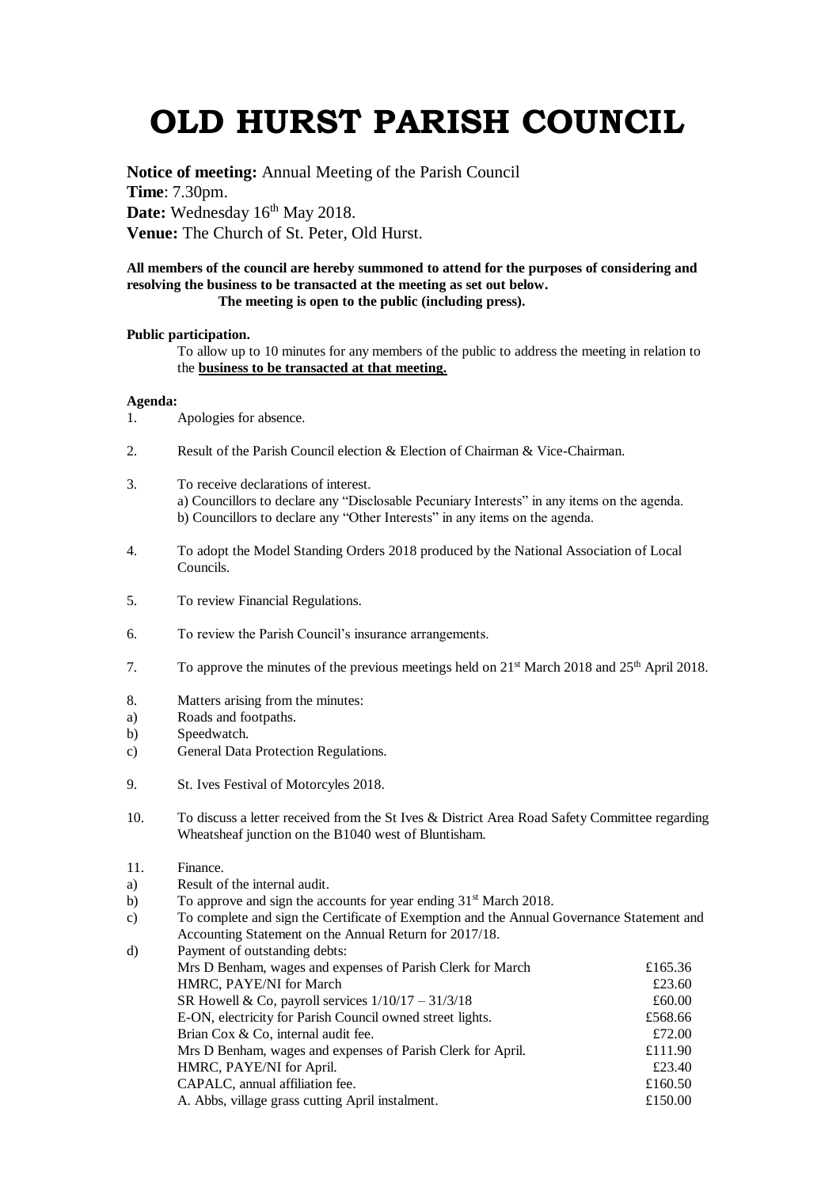# OLD HURST PARISH COUNCIL

**Notice of meeting:** Annual Meeting of the Parish Council
**Time**: 7.30pm.
**Date:** Wednesday 16th May 2018.
**Venue:** The Church of St. Peter, Old Hurst.

**All members of the council are hereby summoned to attend for the purposes of considering and resolving the business to be transacted at the meeting as set out below.**
**The meeting is open to the public (including press).**

**Public participation.**

To allow up to 10 minutes for any members of the public to address the meeting in relation to the **business to be transacted at that meeting.**

**Agenda:**

1. Apologies for absence.

2. Result of the Parish Council election & Election of Chairman & Vice-Chairman.

3. To receive declarations of interest.
   a) Councillors to declare any "Disclosable Pecuniary Interests" in any items on the agenda.
   b) Councillors to declare any "Other Interests" in any items on the agenda.

4. To adopt the Model Standing Orders 2018 produced by the National Association of Local Councils.

5. To review Financial Regulations.

6. To review the Parish Council's insurance arrangements.

7. To approve the minutes of the previous meetings held on 21st March 2018 and 25th April 2018.

8. Matters arising from the minutes:
   a) Roads and footpaths.
   b) Speedwatch.
   c) General Data Protection Regulations.

9. St. Ives Festival of Motorcyles 2018.

10. To discuss a letter received from the St Ives & District Area Road Safety Committee regarding Wheatsheaf junction on the B1040 west of Bluntisham.

11. Finance.
    a) Result of the internal audit.
    b) To approve and sign the accounts for year ending 31st March 2018.
    c) To complete and sign the Certificate of Exemption and the Annual Governance Statement and Accounting Statement on the Annual Return for 2017/18.
    d) Payment of outstanding debts:

| | |
|---|---|
| Mrs D Benham, wages and expenses of Parish Clerk for March | £165.36 |
| HMRC, PAYE/NI for March | £23.60 |
| SR Howell & Co, payroll services 1/10/17 – 31/3/18 | £60.00 |
| E-ON, electricity for Parish Council owned street lights. | £568.66 |
| Brian Cox & Co, internal audit fee. | £72.00 |
| Mrs D Benham, wages and expenses of Parish Clerk for April. | £111.90 |
| HMRC, PAYE/NI for April. | £23.40 |
| CAPALC, annual affiliation fee. | £160.50 |
| A. Abbs, village grass cutting April instalment. | £150.00 |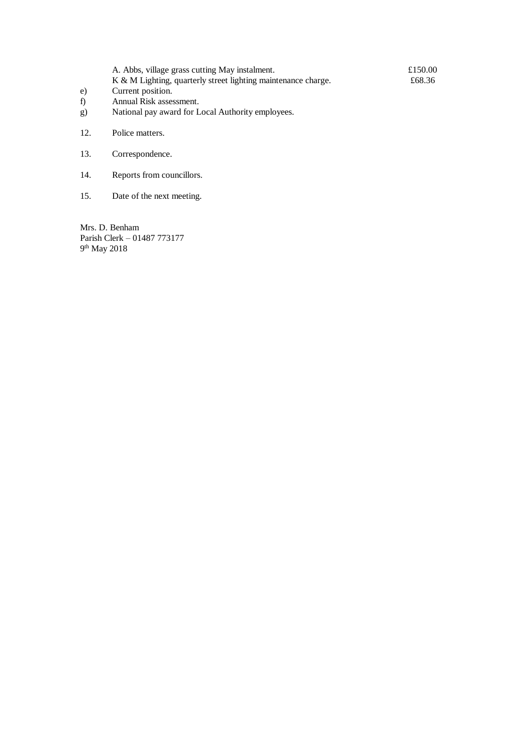| | |
|---|---|
| A. Abbs, village grass cutting May instalment. | £150.00 |
| K & M Lighting, quarterly street lighting maintenance charge. | £68.36 |

e) Current position.

f) Annual Risk assessment.

g) National pay award for Local Authority employees.

12. Police matters.

13. Correspondence.

14. Reports from councillors.

15. Date of the next meeting.

Mrs. D. Benham
Parish Clerk – 01487 773177
9th May 2018